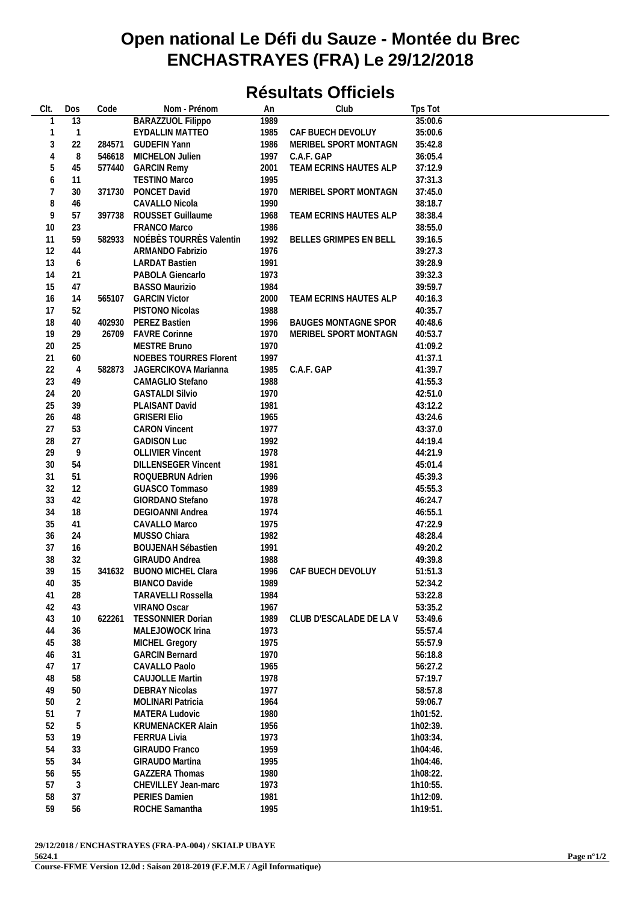# Open national Le Défi du Sauze - Montée du Brec
# ENCHASTRAYES (FRA) Le 29/12/2018

## Résultats Officiels

| Clt. | Dos | Code | Nom - Prénom | An | Club | Tps Tot |
|---|---|---|---|---|---|---|
| 1 | 13 | | BARAZZUOL Filippo | 1989 | | 35:00.6 |
| 1 | 1 | | EYDALLIN MATTEO | 1985 | CAF BUECH DEVOLUY | 35:00.6 |
| 3 | 22 | 284571 | GUDEFIN Yann | 1986 | MERIBEL SPORT MONTAGN | 35:42.8 |
| 4 | 8 | 546618 | MICHELON Julien | 1997 | C.A.F. GAP | 36:05.4 |
| 5 | 45 | 577440 | GARCIN Remy | 2001 | TEAM ECRINS HAUTES ALP | 37:12.9 |
| 6 | 11 | | TESTINO Marco | 1995 | | 37:31.3 |
| 7 | 30 | 371730 | PONCET David | 1970 | MERIBEL SPORT MONTAGN | 37:45.0 |
| 8 | 46 | | CAVALLO Nicola | 1990 | | 38:18.7 |
| 9 | 57 | 397738 | ROUSSET Guillaume | 1968 | TEAM ECRINS HAUTES ALP | 38:38.4 |
| 10 | 23 | | FRANCO Marco | 1986 | | 38:55.0 |
| 11 | 59 | 582933 | NOÉBÈS TOURRÈS Valentin | 1992 | BELLES GRIMPES EN BELL | 39:16.5 |
| 12 | 44 | | ARMANDO Fabrizio | 1976 | | 39:27.3 |
| 13 | 6 | | LARDAT Bastien | 1991 | | 39:28.9 |
| 14 | 21 | | PABOLA Giencarlo | 1973 | | 39:32.3 |
| 15 | 47 | | BASSO Maurizio | 1984 | | 39:59.7 |
| 16 | 14 | 565107 | GARCIN Victor | 2000 | TEAM ECRINS HAUTES ALP | 40:16.3 |
| 17 | 52 | | PISTONO Nicolas | 1988 | | 40:35.7 |
| 18 | 40 | 402930 | PEREZ Bastien | 1996 | BAUGES MONTAGNE SPOR | 40:48.6 |
| 19 | 29 | 26709 | FAVRE Corinne | 1970 | MERIBEL SPORT MONTAGN | 40:53.7 |
| 20 | 25 | | MESTRE Bruno | 1970 | | 41:09.2 |
| 21 | 60 | | NOEBES TOURRES Florent | 1997 | | 41:37.1 |
| 22 | 4 | 582873 | JAGERCIKOVA Marianna | 1985 | C.A.F. GAP | 41:39.7 |
| 23 | 49 | | CAMAGLIO Stefano | 1988 | | 41:55.3 |
| 24 | 20 | | GASTALDI Silvio | 1970 | | 42:51.0 |
| 25 | 39 | | PLAISANT David | 1981 | | 43:12.2 |
| 26 | 48 | | GRISERI Elio | 1965 | | 43:24.6 |
| 27 | 53 | | CARON Vincent | 1977 | | 43:37.0 |
| 28 | 27 | | GADISON Luc | 1992 | | 44:19.4 |
| 29 | 9 | | OLLIVIER Vincent | 1978 | | 44:21.9 |
| 30 | 54 | | DILLENSEGER Vincent | 1981 | | 45:01.4 |
| 31 | 51 | | ROQUEBRUN Adrien | 1996 | | 45:39.3 |
| 32 | 12 | | GUASCO Tommaso | 1989 | | 45:55.3 |
| 33 | 42 | | GIORDANO Stefano | 1978 | | 46:24.7 |
| 34 | 18 | | DEGIOANNI Andrea | 1974 | | 46:55.1 |
| 35 | 41 | | CAVALLO Marco | 1975 | | 47:22.9 |
| 36 | 24 | | MUSSO Chiara | 1982 | | 48:28.4 |
| 37 | 16 | | BOUJENAH Sébastien | 1991 | | 49:20.2 |
| 38 | 32 | | GIRAUDO Andrea | 1988 | | 49:39.8 |
| 39 | 15 | 341632 | BUONO MICHEL Clara | 1996 | CAF BUECH DEVOLUY | 51:51.3 |
| 40 | 35 | | BIANCO Davide | 1989 | | 52:34.2 |
| 41 | 28 | | TARAVELLI Rossella | 1984 | | 53:22.8 |
| 42 | 43 | | VIRANO Oscar | 1967 | | 53:35.2 |
| 43 | 10 | 622261 | TESSONNIER Dorian | 1989 | CLUB D'ESCALADE DE LA V | 53:49.6 |
| 44 | 36 | | MALEJOWOCK Irina | 1973 | | 55:57.4 |
| 45 | 38 | | MICHEL Gregory | 1975 | | 55:57.9 |
| 46 | 31 | | GARCIN Bernard | 1970 | | 56:18.8 |
| 47 | 17 | | CAVALLO Paolo | 1965 | | 56:27.2 |
| 48 | 58 | | CAUJOLLE Martin | 1978 | | 57:19.7 |
| 49 | 50 | | DEBRAY Nicolas | 1977 | | 58:57.8 |
| 50 | 2 | | MOLINARI Patricia | 1964 | | 59:06.7 |
| 51 | 7 | | MATERA Ludovic | 1980 | | 1h01:52. |
| 52 | 5 | | KRUMENACKER Alain | 1956 | | 1h02:39. |
| 53 | 19 | | FERRUA Livia | 1973 | | 1h03:34. |
| 54 | 33 | | GIRAUDO Franco | 1959 | | 1h04:46. |
| 55 | 34 | | GIRAUDO Martina | 1995 | | 1h04:46. |
| 56 | 55 | | GAZZERA Thomas | 1980 | | 1h08:22. |
| 57 | 3 | | CHEVILLEY Jean-marc | 1973 | | 1h10:55. |
| 58 | 37 | | PERIES Damien | 1981 | | 1h12:09. |
| 59 | 56 | | ROCHE Samantha | 1995 | | 1h19:51. |

**29/12/2018 / ENCHASTRAYES (FRA-PA-004) / SKIALP UBAYE**

**5624.1**

**Course-FFME Version 12.0d : Saison 2018-2019 (F.F.M.E / Agil Informatique)**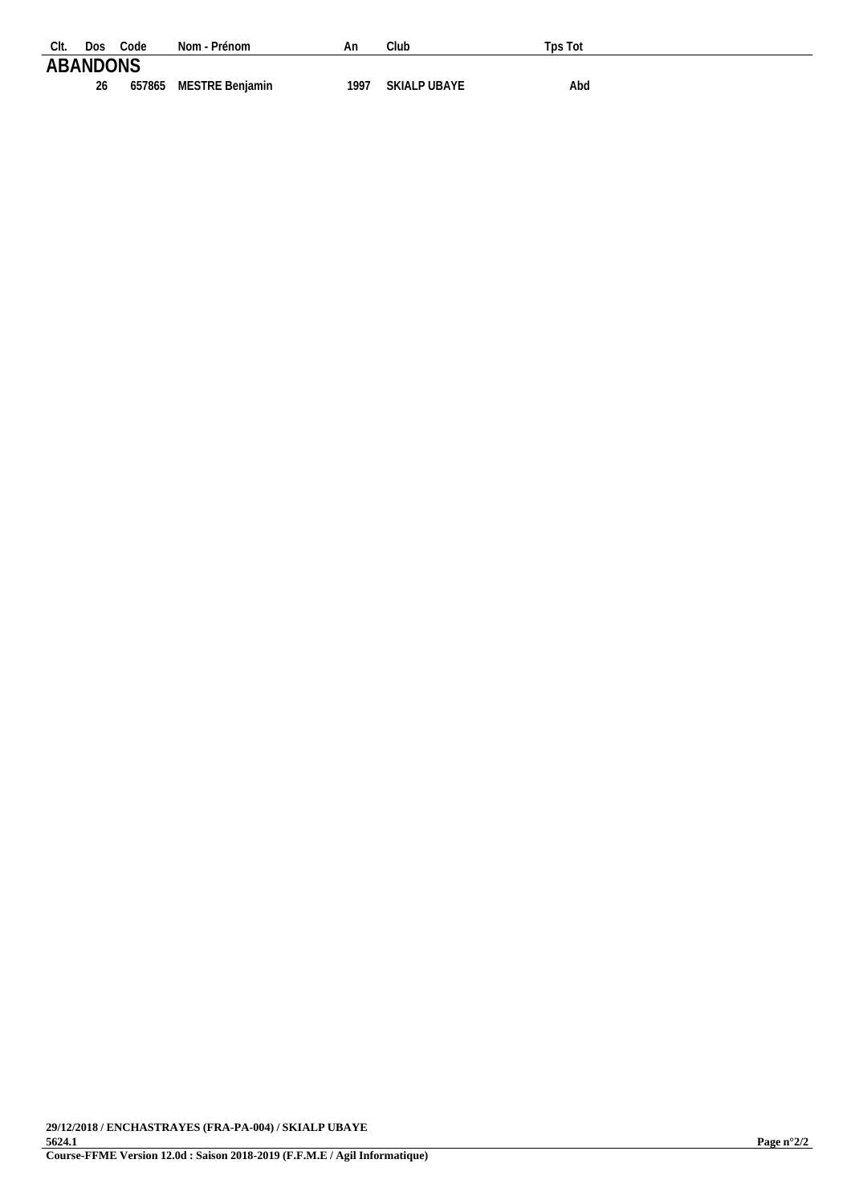| Clt. | Dos | Code | Nom - Prénom | An | Club | Tps Tot |
|---|---|---|---|---|---|---|
| **ABANDONS** | | | | | | |
| | **26** | **657865** | **MESTRE Benjamin** | **1997** | **SKIALP UBAYE** | **Abd** |

**29/12/2018 / ENCHASTRAYES (FRA-PA-004) / SKIALP UBAYE**
**5624.1**
**Course-FFME Version 12.0d : Saison 2018-2019 (F.F.M.E / Agil Informatique)**